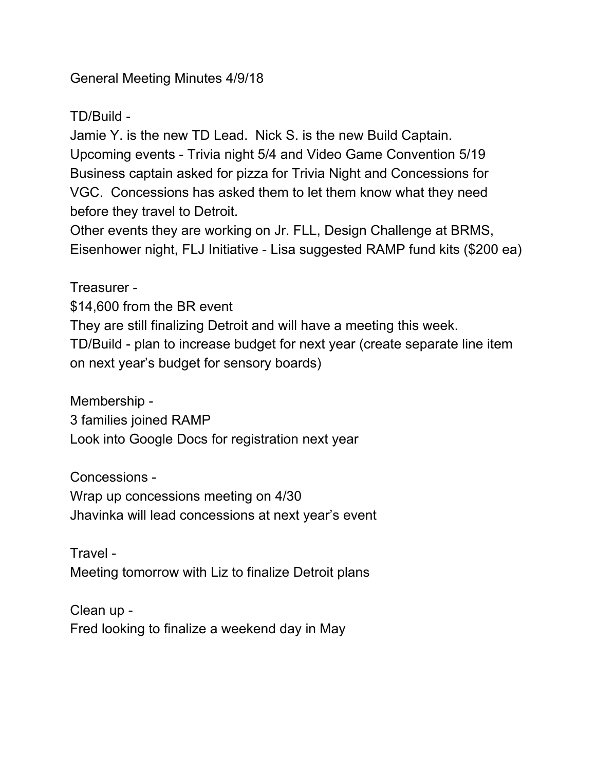# General Meeting Minutes 4/9/18

## TD/Build -

Jamie Y. is the new TD Lead. Nick S. is the new Build Captain.
Upcoming events - Trivia night 5/4 and Video Game Convention 5/19
Business captain asked for pizza for Trivia Night and Concessions for VGC. Concessions has asked them to let them know what they need before they travel to Detroit.
Other events they are working on Jr. FLL, Design Challenge at BRMS, Eisenhower night, FLJ Initiative - Lisa suggested RAMP fund kits ($200 ea)

## Treasurer -

$14,600 from the BR event
They are still finalizing Detroit and will have a meeting this week.
TD/Build - plan to increase budget for next year (create separate line item on next year's budget for sensory boards)

## Membership -

3 families joined RAMP
Look into Google Docs for registration next year

## Concessions -

Wrap up concessions meeting on 4/30
Jhavinka will lead concessions at next year's event

## Travel -

Meeting tomorrow with Liz to finalize Detroit plans

## Clean up -

Fred looking to finalize a weekend day in May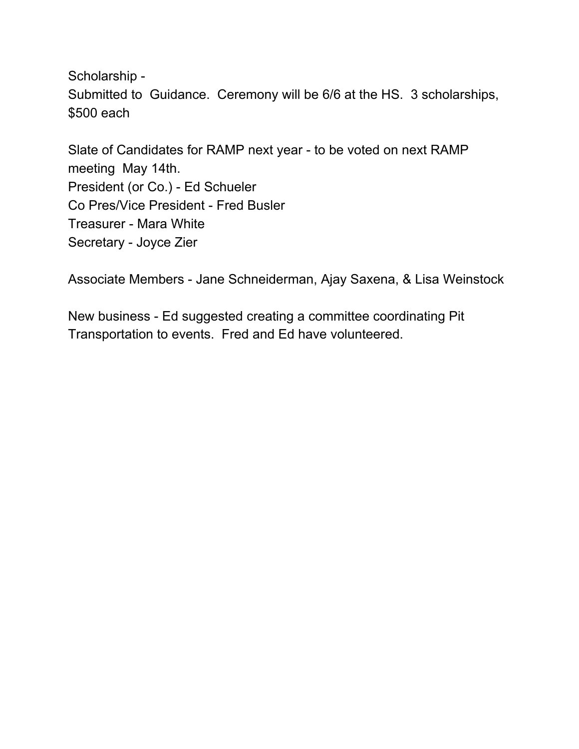Scholarship -
Submitted to Guidance. Ceremony will be 6/6 at the HS. 3 scholarships, $500 each

Slate of Candidates for RAMP next year - to be voted on next RAMP meeting May 14th.
President (or Co.) - Ed Schueler
Co Pres/Vice President - Fred Busler
Treasurer - Mara White
Secretary - Joyce Zier

Associate Members - Jane Schneiderman, Ajay Saxena, & Lisa Weinstock

New business - Ed suggested creating a committee coordinating Pit Transportation to events. Fred and Ed have volunteered.